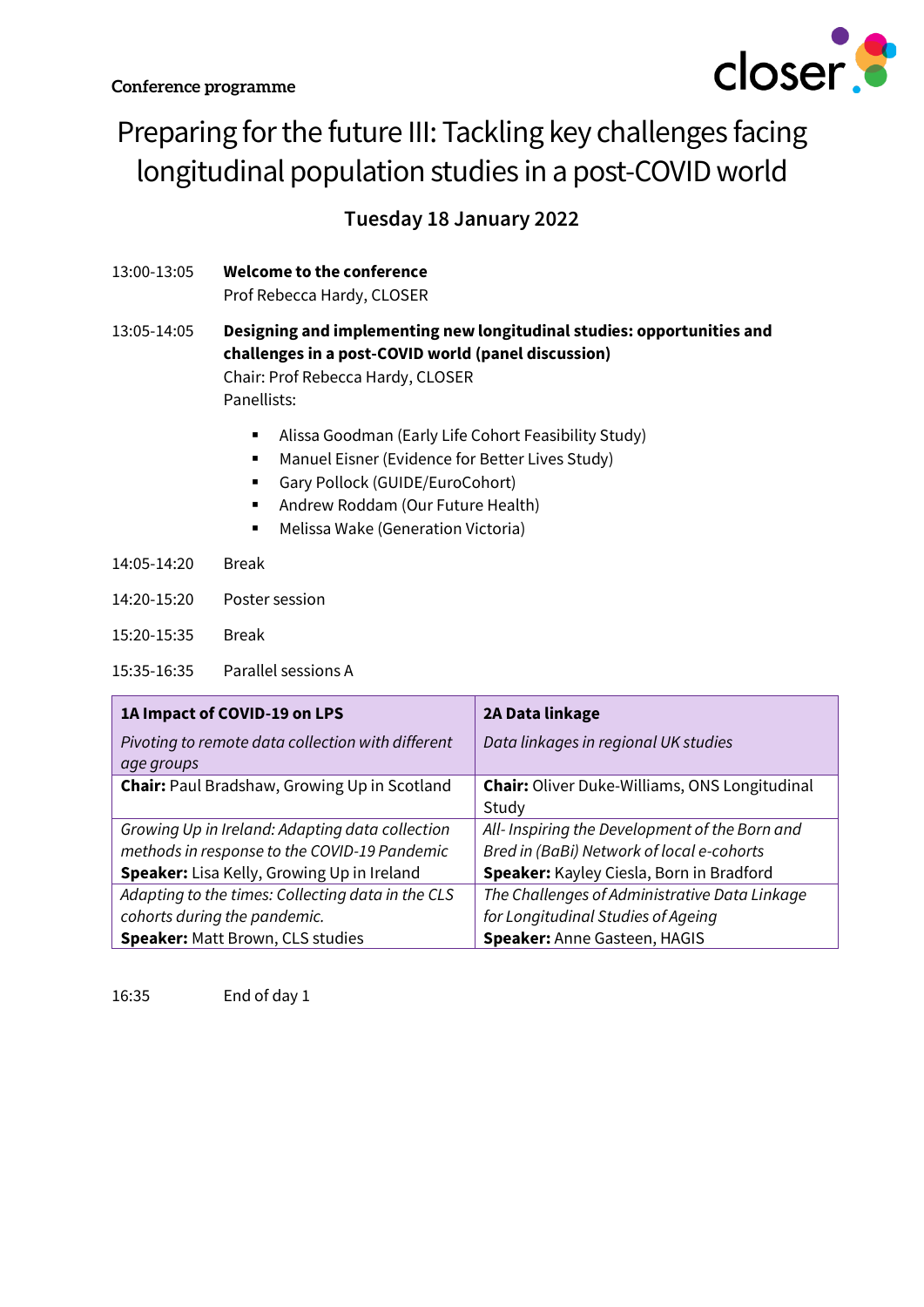Conference programme

# Preparing for the future III: Tackling key challenges facing longitudinal population studies in a post-COVID world

## Tuesday 18 January 2022

13:00-13:05 **Welcome to the conference**
Prof Rebecca Hardy, CLOSER

13:05-14:05 **Designing and implementing new longitudinal studies: opportunities and challenges in a post-COVID world (panel discussion)**
Chair: Prof Rebecca Hardy, CLOSER
Panellists:

- Alissa Goodman (Early Life Cohort Feasibility Study)
- Manuel Eisner (Evidence for Better Lives Study)
- Gary Pollock (GUIDE/EuroCohort)
- Andrew Roddam (Our Future Health)
- Melissa Wake (Generation Victoria)

14:05-14:20 Break

14:20-15:20 Poster session

15:20-15:35 Break

15:35-16:35 Parallel sessions A

| **1A Impact of COVID-19 on LPS**<br>*Pivoting to remote data collection with different age groups* | **2A Data linkage**<br>*Data linkages in regional UK studies* |
|---|---|
| **Chair:** Paul Bradshaw, Growing Up in Scotland | **Chair:** Oliver Duke-Williams, ONS Longitudinal Study |
| *Growing Up in Ireland: Adapting data collection methods in response to the COVID-19 Pandemic*<br>**Speaker:** Lisa Kelly, Growing Up in Ireland | *All- Inspiring the Development of the Born and Bred in (BaBi) Network of local e-cohorts*<br>**Speaker:** Kayley Ciesla, Born in Bradford |
| *Adapting to the times: Collecting data in the CLS cohorts during the pandemic.*<br>**Speaker:** Matt Brown, CLS studies | *The Challenges of Administrative Data Linkage for Longitudinal Studies of Ageing*<br>**Speaker:** Anne Gasteen, HAGIS |

16:35 End of day 1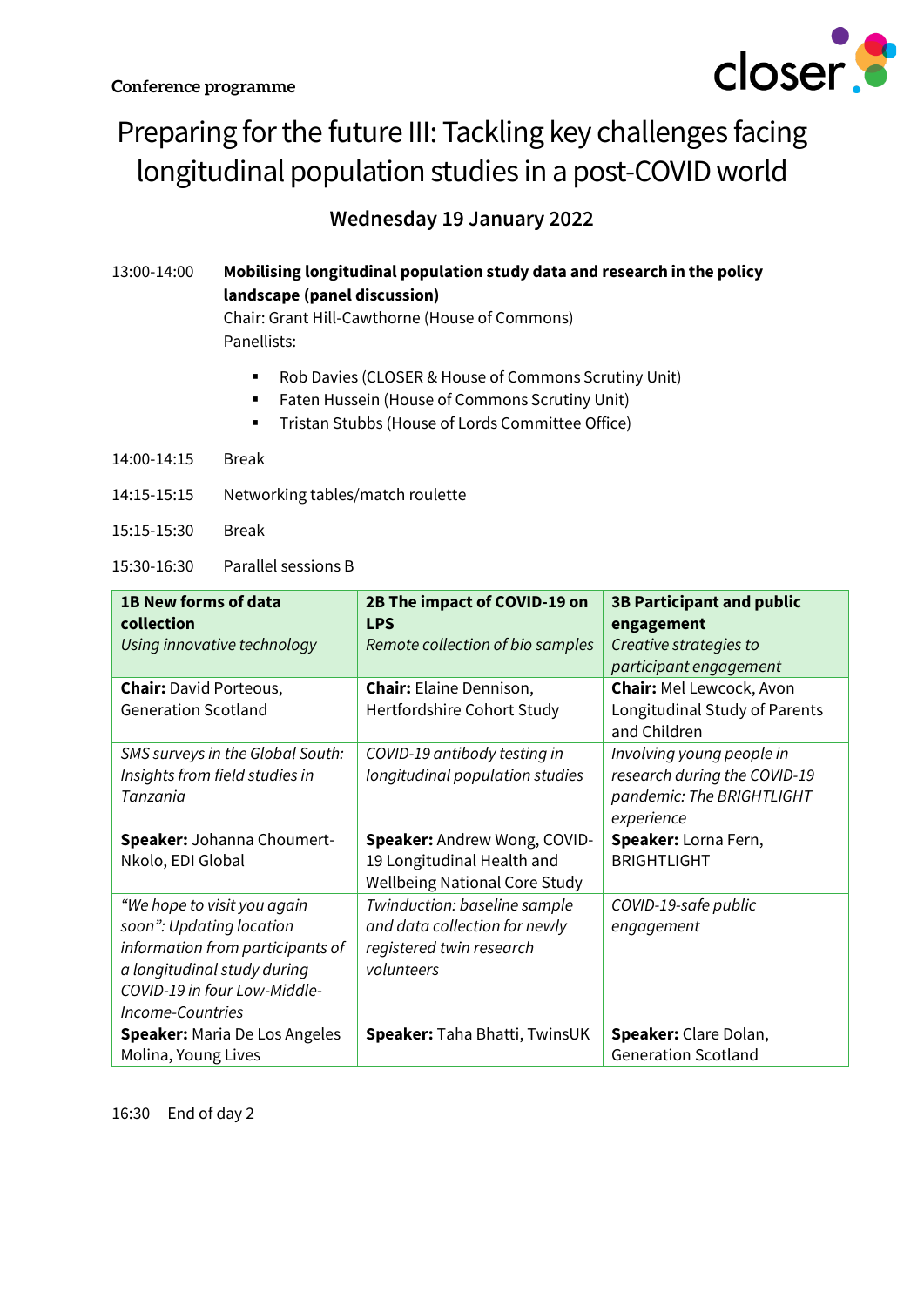Conference programme

# Preparing for the future III: Tackling key challenges facing longitudinal population studies in a post-COVID world

## Wednesday 19 January 2022

13:00-14:00 **Mobilising longitudinal population study data and research in the policy landscape (panel discussion)**
Chair: Grant Hill-Cawthorne (House of Commons)
Panellists:

- Rob Davies (CLOSER & House of Commons Scrutiny Unit)
- Faten Hussein (House of Commons Scrutiny Unit)
- Tristan Stubbs (House of Lords Committee Office)

14:00-14:15 Break

14:15-15:15 Networking tables/match roulette

15:15-15:30 Break

15:30-16:30 Parallel sessions B

| **1B New forms of data collection** *Using innovative technology* | **2B The impact of COVID-19 on LPS** *Remote collection of bio samples* | **3B Participant and public engagement** *Creative strategies to participant engagement* |
|---|---|---|
| **Chair:** David Porteous, Generation Scotland | **Chair:** Elaine Dennison, Hertfordshire Cohort Study | **Chair:** Mel Lewcock, Avon Longitudinal Study of Parents and Children |
| *SMS surveys in the Global South: Insights from field studies in Tanzania* **Speaker:** Johanna Choumert-Nkolo, EDI Global | *COVID-19 antibody testing in longitudinal population studies* **Speaker:** Andrew Wong, COVID-19 Longitudinal Health and Wellbeing National Core Study | *Involving young people in research during the COVID-19 pandemic: The BRIGHTLIGHT experience* **Speaker:** Lorna Fern, BRIGHTLIGHT |
| *"We hope to visit you again soon": Updating location information from participants of a longitudinal study during COVID-19 in four Low-Middle-Income-Countries* **Speaker:** Maria De Los Angeles Molina, Young Lives | *Twinduction: baseline sample and data collection for newly registered twin research volunteers* **Speaker:** Taha Bhatti, TwinsUK | *COVID-19-safe public engagement* **Speaker:** Clare Dolan, Generation Scotland |

16:30 End of day 2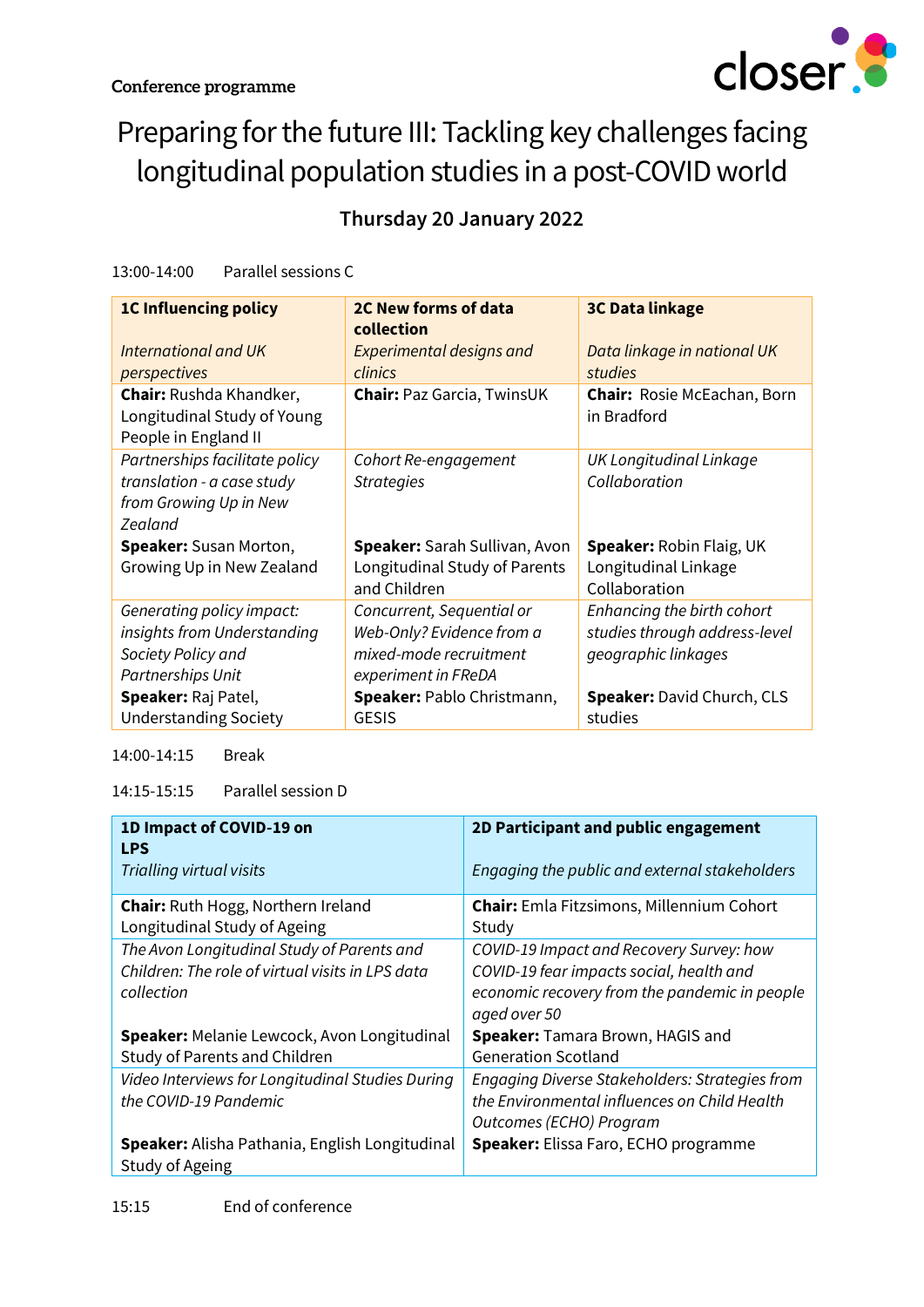Conference programme

# Preparing for the future III: Tackling key challenges facing longitudinal population studies in a post-COVID world

## Thursday 20 January 2022

13:00-14:00 Parallel sessions C

| **1C Influencing policy**<br>*International and UK perspectives* | **2C New forms of data collection**<br>*Experimental designs and clinics* | **3C Data linkage**<br>*Data linkage in national UK studies* |
|---|---|---|
| **Chair:** Rushda Khandker, Longitudinal Study of Young People in England II | **Chair:** Paz Garcia, TwinsUK | **Chair:** Rosie McEachan, Born in Bradford |
| *Partnerships facilitate policy translation - a case study from Growing Up in New Zealand*<br>**Speaker:** Susan Morton, Growing Up in New Zealand | *Cohort Re-engagement Strategies*<br>**Speaker:** Sarah Sullivan, Avon Longitudinal Study of Parents and Children | *UK Longitudinal Linkage Collaboration*<br>**Speaker:** Robin Flaig, UK Longitudinal Linkage Collaboration |
| *Generating policy impact: insights from Understanding Society Policy and Partnerships Unit*<br>**Speaker:** Raj Patel, Understanding Society | *Concurrent, Sequential or Web-Only? Evidence from a mixed-mode recruitment experiment in FReDA*<br>**Speaker:** Pablo Christmann, GESIS | *Enhancing the birth cohort studies through address-level geographic linkages*<br>**Speaker:** David Church, CLS studies |

14:00-14:15 Break

14:15-15:15 Parallel session D

| **1D Impact of COVID-19 on LPS**<br>*Trialling virtual visits* | **2D Participant and public engagement**<br>*Engaging the public and external stakeholders* |
|---|---|
| **Chair:** Ruth Hogg, Northern Ireland Longitudinal Study of Ageing | **Chair:** Emla Fitzsimons, Millennium Cohort Study |
| *The Avon Longitudinal Study of Parents and Children: The role of virtual visits in LPS data collection*<br>**Speaker:** Melanie Lewcock, Avon Longitudinal Study of Parents and Children | *COVID-19 Impact and Recovery Survey: how COVID-19 fear impacts social, health and economic recovery from the pandemic in people aged over 50*<br>**Speaker:** Tamara Brown, HAGIS and Generation Scotland |
| *Video Interviews for Longitudinal Studies During the COVID-19 Pandemic*<br>**Speaker:** Alisha Pathania, English Longitudinal Study of Ageing | *Engaging Diverse Stakeholders: Strategies from the Environmental influences on Child Health Outcomes (ECHO) Program*<br>**Speaker:** Elissa Faro, ECHO programme |

15:15 End of conference